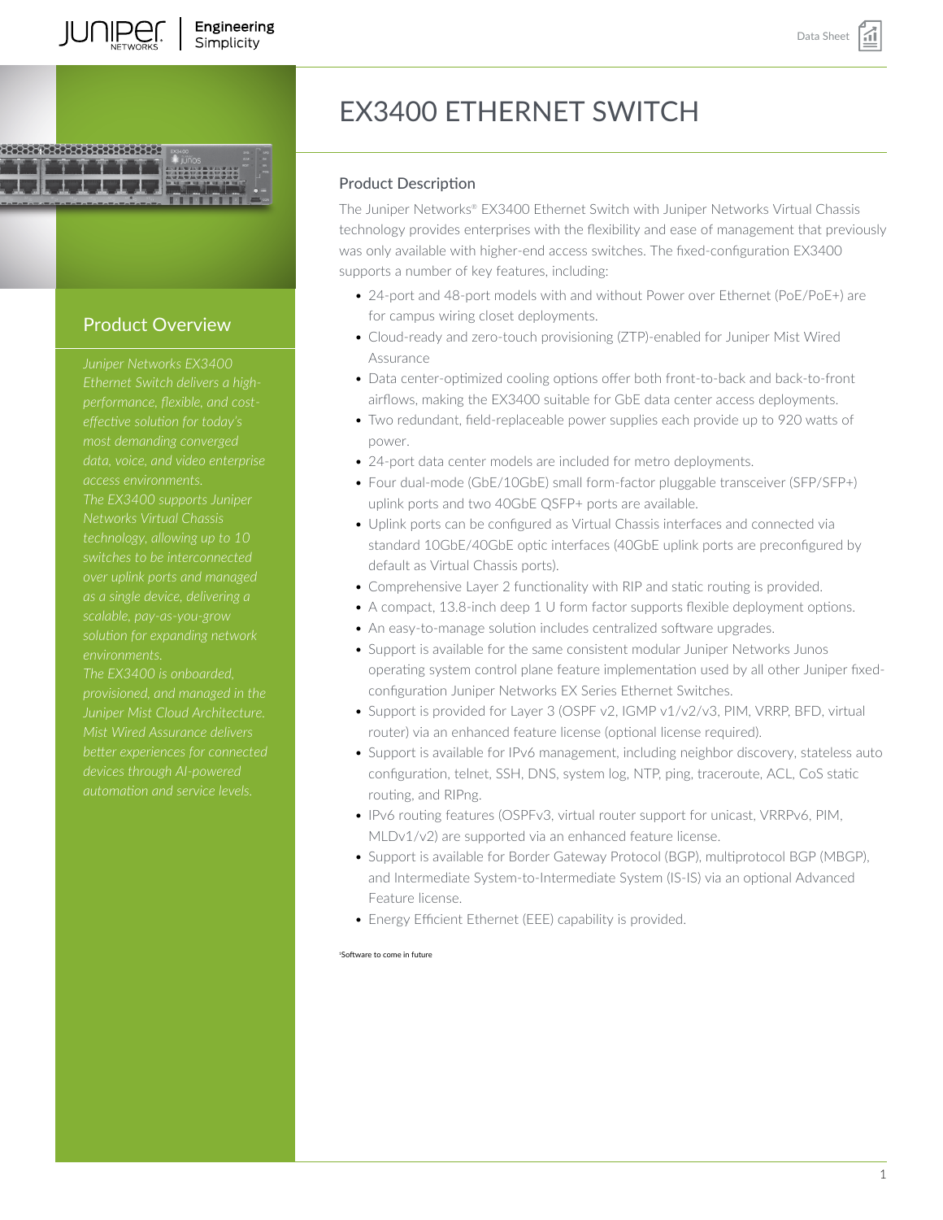# EX3400 ETHERNET SWITCH

## Product Overview

*Juniper Networks EX3400 Ethernet Switch delivers a high-performance, flexible, and cost-effective solution for today's most demanding converged data, voice, and video enterprise access environments.*

*The EX3400 supports Juniper Networks Virtual Chassis technology, allowing up to 10 switches to be interconnected over uplink ports and managed as a single device, delivering a scalable, pay-as-you-grow solution for expanding network environments.*

*The EX3400 is onboarded, provisioned, and managed in the Juniper Mist Cloud Architecture. Mist Wired Assurance delivers better experiences for connected devices through AI-powered automation and service levels.*

## Product Description

The Juniper Networks® EX3400 Ethernet Switch with Juniper Networks Virtual Chassis technology provides enterprises with the flexibility and ease of management that previously was only available with higher-end access switches. The fixed-configuration EX3400 supports a number of key features, including:

- 24-port and 48-port models with and without Power over Ethernet (PoE/PoE+) are for campus wiring closet deployments.
- Cloud-ready and zero-touch provisioning (ZTP)-enabled for Juniper Mist Wired Assurance
- Data center-optimized cooling options offer both front-to-back and back-to-front airflows, making the EX3400 suitable for GbE data center access deployments.
- Two redundant, field-replaceable power supplies each provide up to 920 watts of power.
- 24-port data center models are included for metro deployments.
- Four dual-mode (GbE/10GbE) small form-factor pluggable transceiver (SFP/SFP+) uplink ports and two 40GbE QSFP+ ports are available.
- Uplink ports can be configured as Virtual Chassis interfaces and connected via standard 10GbE/40GbE optic interfaces (40GbE uplink ports are preconfigured by default as Virtual Chassis ports).
- Comprehensive Layer 2 functionality with RIP and static routing is provided.
- A compact, 13.8-inch deep 1 U form factor supports flexible deployment options.
- An easy-to-manage solution includes centralized software upgrades.
- Support is available for the same consistent modular Juniper Networks Junos operating system control plane feature implementation used by all other Juniper fixed-configuration Juniper Networks EX Series Ethernet Switches.
- Support is provided for Layer 3 (OSPF v2, IGMP v1/v2/v3, PIM, VRRP, BFD, virtual router) via an enhanced feature license (optional license required).
- Support is available for IPv6 management, including neighbor discovery, stateless auto configuration, telnet, SSH, DNS, system log, NTP, ping, traceroute, ACL, CoS static routing, and RIPng.
- IPv6 routing features (OSPFv3, virtual router support for unicast, VRRPv6, PIM, MLDv1/v2) are supported via an enhanced feature license.
- Support is available for Border Gateway Protocol (BGP), multiprotocol BGP (MBGP), and Intermediate System-to-Intermediate System (IS-IS) via an optional Advanced Feature license.
- Energy Efficient Ethernet (EEE) capability is provided.

[1]Software to come in future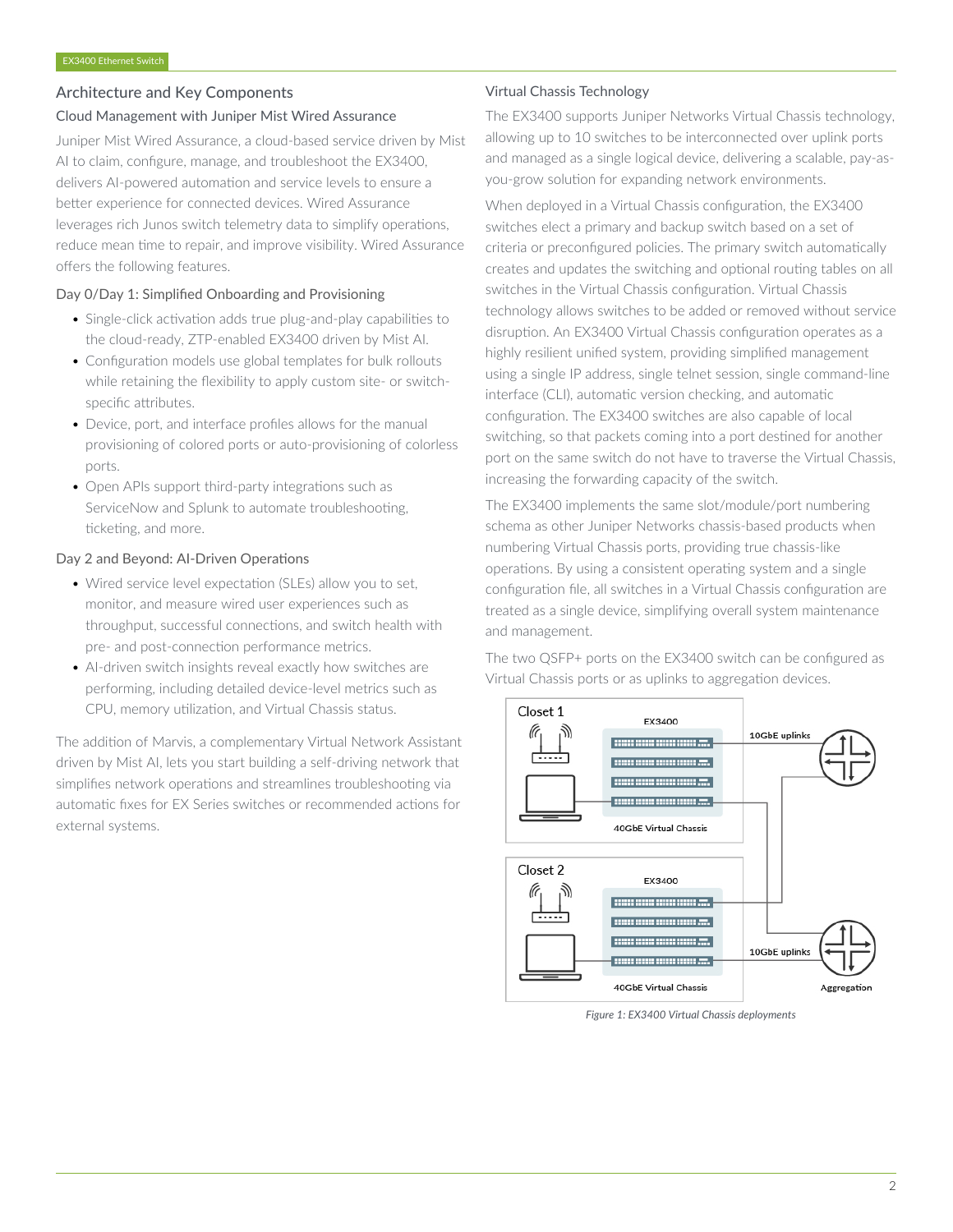## Architecture and Key Components

### Cloud Management with Juniper Mist Wired Assurance

Juniper Mist Wired Assurance, a cloud-based service driven by Mist AI to claim, configure, manage, and troubleshoot the EX3400, delivers AI-powered automation and service levels to ensure a better experience for connected devices. Wired Assurance leverages rich Junos switch telemetry data to simplify operations, reduce mean time to repair, and improve visibility. Wired Assurance offers the following features.

#### Day 0/Day 1: Simplified Onboarding and Provisioning

- Single-click activation adds true plug-and-play capabilities to the cloud-ready, ZTP-enabled EX3400 driven by Mist AI.
- Configuration models use global templates for bulk rollouts while retaining the flexibility to apply custom site- or switch-specific attributes.
- Device, port, and interface profiles allows for the manual provisioning of colored ports or auto-provisioning of colorless ports.
- Open APIs support third-party integrations such as ServiceNow and Splunk to automate troubleshooting, ticketing, and more.

#### Day 2 and Beyond: AI-Driven Operations

- Wired service level expectation (SLEs) allow you to set, monitor, and measure wired user experiences such as throughput, successful connections, and switch health with pre- and post-connection performance metrics.
- AI-driven switch insights reveal exactly how switches are performing, including detailed device-level metrics such as CPU, memory utilization, and Virtual Chassis status.

The addition of Marvis, a complementary Virtual Network Assistant driven by Mist AI, lets you start building a self-driving network that simplifies network operations and streamlines troubleshooting via automatic fixes for EX Series switches or recommended actions for external systems.

### Virtual Chassis Technology

The EX3400 supports Juniper Networks Virtual Chassis technology, allowing up to 10 switches to be interconnected over uplink ports and managed as a single logical device, delivering a scalable, pay-as-you-grow solution for expanding network environments.

When deployed in a Virtual Chassis configuration, the EX3400 switches elect a primary and backup switch based on a set of criteria or preconfigured policies. The primary switch automatically creates and updates the switching and optional routing tables on all switches in the Virtual Chassis configuration. Virtual Chassis technology allows switches to be added or removed without service disruption. An EX3400 Virtual Chassis configuration operates as a highly resilient unified system, providing simplified management using a single IP address, single telnet session, single command-line interface (CLI), automatic version checking, and automatic configuration. The EX3400 switches are also capable of local switching, so that packets coming into a port destined for another port on the same switch do not have to traverse the Virtual Chassis, increasing the forwarding capacity of the switch.

The EX3400 implements the same slot/module/port numbering schema as other Juniper Networks chassis-based products when numbering Virtual Chassis ports, providing true chassis-like operations. By using a consistent operating system and a single configuration file, all switches in a Virtual Chassis configuration are treated as a single device, simplifying overall system maintenance and management.

The two QSFP+ ports on the EX3400 switch can be configured as Virtual Chassis ports or as uplinks to aggregation devices.

Closet 1 — EX3400 — 10GbE uplinks — 40GbE Virtual Chassis

Closet 2 — EX3400 — 10GbE uplinks — 40GbE Virtual Chassis — Aggregation

*Figure 1: EX3400 Virtual Chassis deployments*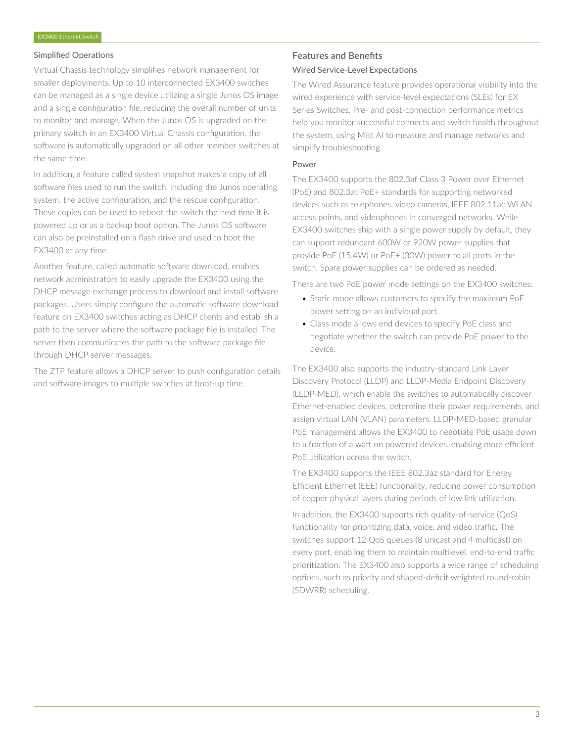### Simplified Operations

Virtual Chassis technology simplifies network management for smaller deployments. Up to 10 interconnected EX3400 switches can be managed as a single device utilizing a single Junos OS image and a single configuration file, reducing the overall number of units to monitor and manage. When the Junos OS is upgraded on the primary switch in an EX3400 Virtual Chassis configuration, the software is automatically upgraded on all other member switches at the same time.

In addition, a feature called system snapshot makes a copy of all software files used to run the switch, including the Junos operating system, the active configuration, and the rescue configuration. These copies can be used to reboot the switch the next time it is powered up or as a backup boot option. The Junos OS software can also be preinstalled on a flash drive and used to boot the EX3400 at any time.

Another feature, called automatic software download, enables network administrators to easily upgrade the EX3400 using the DHCP message exchange process to download and install software packages. Users simply configure the automatic software download feature on EX3400 switches acting as DHCP clients and establish a path to the server where the software package file is installed. The server then communicates the path to the software package file through DHCP server messages.

The ZTP feature allows a DHCP server to push configuration details and software images to multiple switches at boot-up time.

## Features and Benefits

### Wired Service-Level Expectations

The Wired Assurance feature provides operational visibility into the wired experience with service-level expectations (SLEs) for EX Series Switches. Pre- and post-connection performance metrics help you monitor successful connects and switch health throughout the system, using Mist AI to measure and manage networks and simplify troubleshooting.

### Power

The EX3400 supports the 802.3af Class 3 Power over Ethernet (PoE) and 802.3at PoE+ standards for supporting networked devices such as telephones, video cameras, IEEE 802.11ac WLAN access points, and videophones in converged networks. While EX3400 switches ship with a single power supply by default, they can support redundant 600W or 920W power supplies that provide PoE (15.4W) or PoE+ (30W) power to all ports in the switch. Spare power supplies can be ordered as needed.

There are two PoE power mode settings on the EX3400 switches:

- Static mode allows customers to specify the maximum PoE power setting on an individual port.
- Class mode allows end devices to specify PoE class and negotiate whether the switch can provide PoE power to the device.

The EX3400 also supports the industry-standard Link Layer Discovery Protocol (LLDP) and LLDP-Media Endpoint Discovery (LLDP-MED), which enable the switches to automatically discover Ethernet-enabled devices, determine their power requirements, and assign virtual LAN (VLAN) parameters. LLDP-MED-based granular PoE management allows the EX3400 to negotiate PoE usage down to a fraction of a watt on powered devices, enabling more efficient PoE utilization across the switch.

The EX3400 supports the IEEE 802.3az standard for Energy Efficient Ethernet (EEE) functionality, reducing power consumption of copper physical layers during periods of low link utilization.

In addition, the EX3400 supports rich quality-of-service (QoS) functionality for prioritizing data, voice, and video traffic. The switches support 12 QoS queues (8 unicast and 4 multicast) on every port, enabling them to maintain multilevel, end-to-end traffic prioritization. The EX3400 also supports a wide range of scheduling options, such as priority and shaped-deficit weighted round-robin (SDWRR) scheduling.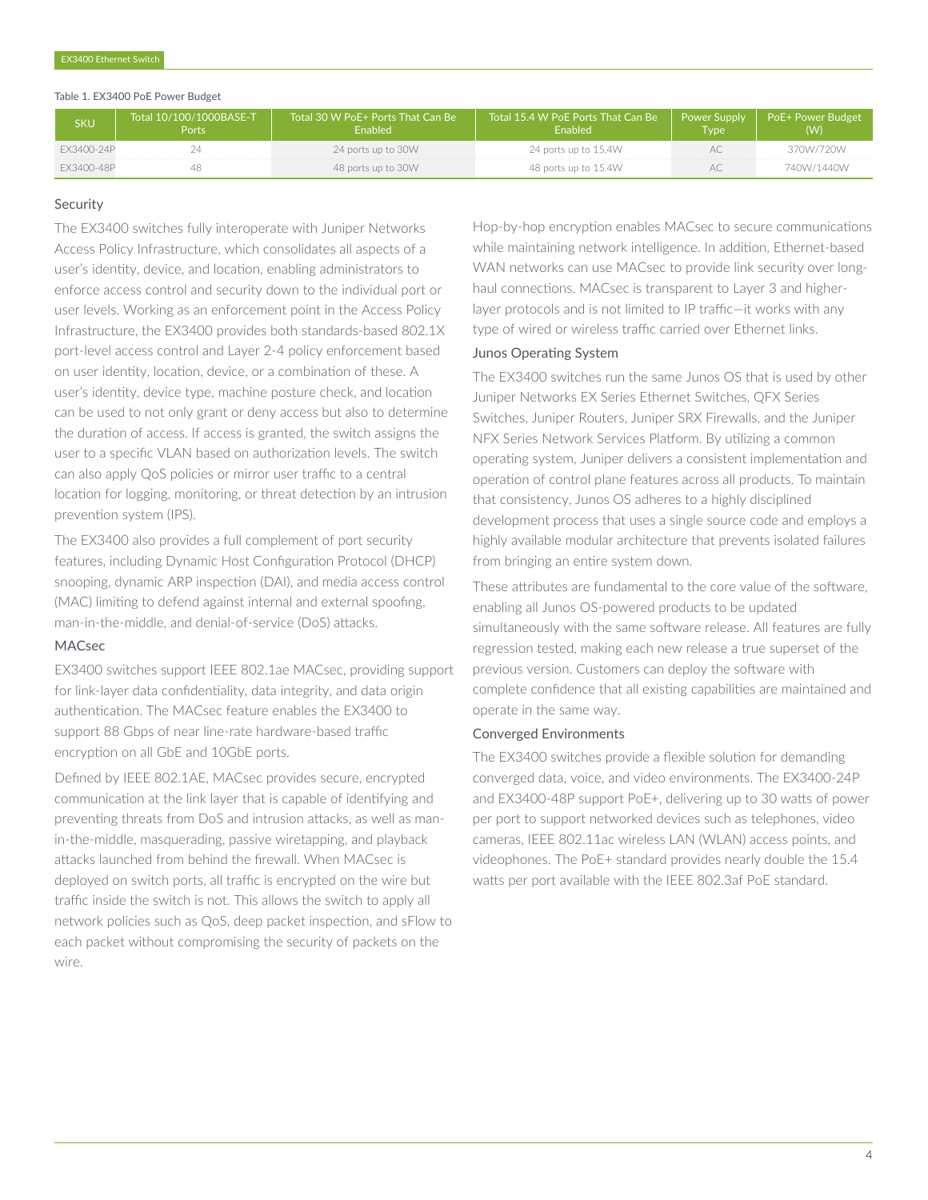Table 1. EX3400 PoE Power Budget

| SKU | Total 10/100/1000BASE-T Ports | Total 30 W PoE+ Ports That Can Be Enabled | Total 15.4 W PoE Ports That Can Be Enabled | Power Supply Type | PoE+ Power Budget (W) |
|---|---|---|---|---|---|
| EX3400-24P | 24 | 24 ports up to 30W | 24 ports up to 15.4W | AC | 370W/720W |
| EX3400-48P | 48 | 48 ports up to 30W | 48 ports up to 15.4W | AC | 740W/1440W |

## Security

The EX3400 switches fully interoperate with Juniper Networks Access Policy Infrastructure, which consolidates all aspects of a user's identity, device, and location, enabling administrators to enforce access control and security down to the individual port or user levels. Working as an enforcement point in the Access Policy Infrastructure, the EX3400 provides both standards-based 802.1X port-level access control and Layer 2-4 policy enforcement based on user identity, location, device, or a combination of these. A user's identity, device type, machine posture check, and location can be used to not only grant or deny access but also to determine the duration of access. If access is granted, the switch assigns the user to a specific VLAN based on authorization levels. The switch can also apply QoS policies or mirror user traffic to a central location for logging, monitoring, or threat detection by an intrusion prevention system (IPS).

The EX3400 also provides a full complement of port security features, including Dynamic Host Configuration Protocol (DHCP) snooping, dynamic ARP inspection (DAI), and media access control (MAC) limiting to defend against internal and external spoofing, man-in-the-middle, and denial-of-service (DoS) attacks.

## MACsec

EX3400 switches support IEEE 802.1ae MACsec, providing support for link-layer data confidentiality, data integrity, and data origin authentication. The MACsec feature enables the EX3400 to support 88 Gbps of near line-rate hardware-based traffic encryption on all GbE and 10GbE ports.

Defined by IEEE 802.1AE, MACsec provides secure, encrypted communication at the link layer that is capable of identifying and preventing threats from DoS and intrusion attacks, as well as man-in-the-middle, masquerading, passive wiretapping, and playback attacks launched from behind the firewall. When MACsec is deployed on switch ports, all traffic is encrypted on the wire but traffic inside the switch is not. This allows the switch to apply all network policies such as QoS, deep packet inspection, and sFlow to each packet without compromising the security of packets on the wire.

Hop-by-hop encryption enables MACsec to secure communications while maintaining network intelligence. In addition, Ethernet-based WAN networks can use MACsec to provide link security over long-haul connections. MACsec is transparent to Layer 3 and higher-layer protocols and is not limited to IP traffic—it works with any type of wired or wireless traffic carried over Ethernet links.

## Junos Operating System

The EX3400 switches run the same Junos OS that is used by other Juniper Networks EX Series Ethernet Switches, QFX Series Switches, Juniper Routers, Juniper SRX Firewalls, and the Juniper NFX Series Network Services Platform. By utilizing a common operating system, Juniper delivers a consistent implementation and operation of control plane features across all products. To maintain that consistency, Junos OS adheres to a highly disciplined development process that uses a single source code and employs a highly available modular architecture that prevents isolated failures from bringing an entire system down.

These attributes are fundamental to the core value of the software, enabling all Junos OS-powered products to be updated simultaneously with the same software release. All features are fully regression tested, making each new release a true superset of the previous version. Customers can deploy the software with complete confidence that all existing capabilities are maintained and operate in the same way.

## Converged Environments

The EX3400 switches provide a flexible solution for demanding converged data, voice, and video environments. The EX3400-24P and EX3400-48P support PoE+, delivering up to 30 watts of power per port to support networked devices such as telephones, video cameras, IEEE 802.11ac wireless LAN (WLAN) access points, and videophones. The PoE+ standard provides nearly double the 15.4 watts per port available with the IEEE 802.3af PoE standard.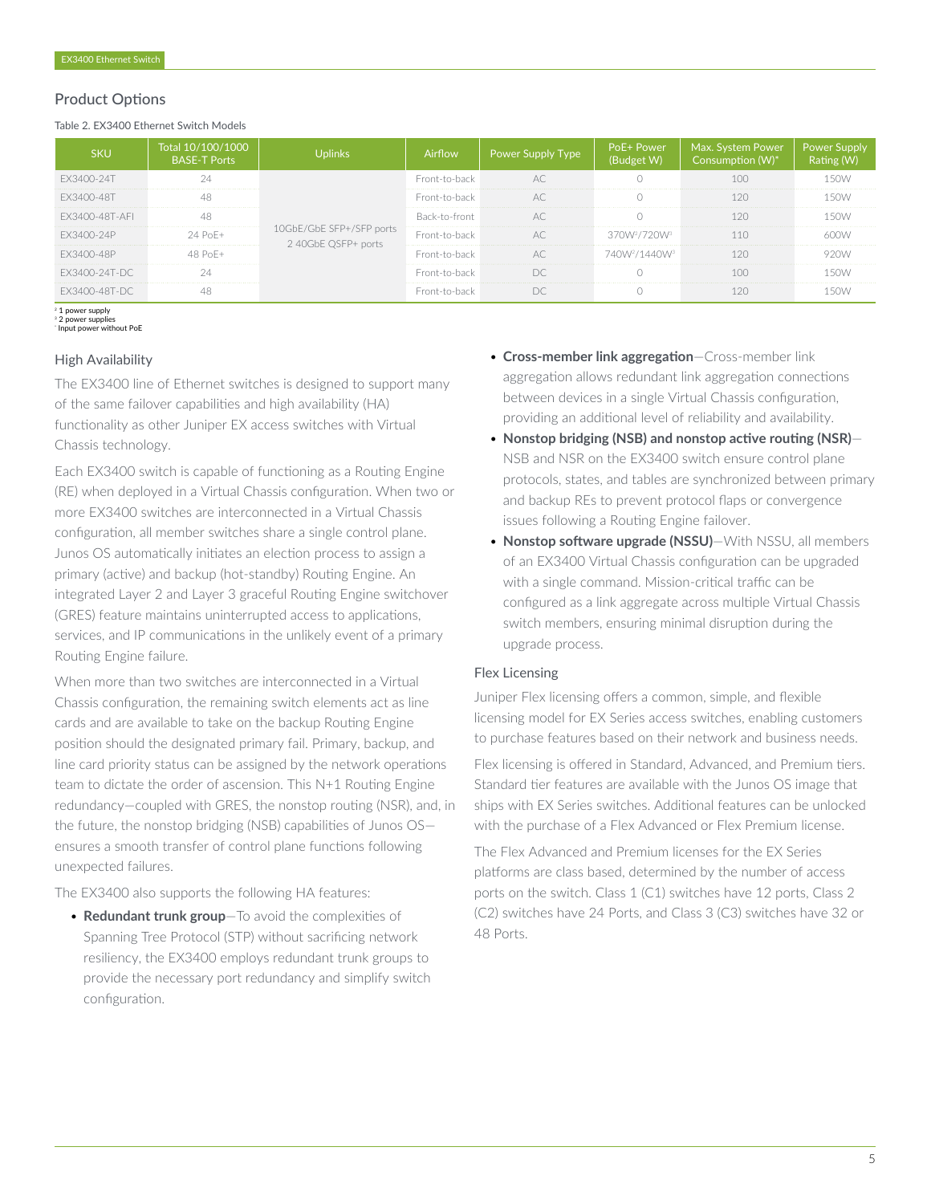## Product Options

Table 2. EX3400 Ethernet Switch Models

| SKU | Total 10/100/1000 BASE-T Ports | Uplinks | Airflow | Power Supply Type | PoE+ Power (Budget W) | Max. System Power Consumption (W)* | Power Supply Rating (W) |
|---|---|---|---|---|---|---|---|
| EX3400-24T | 24 | 10GbE/GbE SFP+/SFP ports 2 40GbE QSFP+ ports | Front-to-back | AC | 0 | 100 | 150W |
| EX3400-48T | 48 | | Front-to-back | AC | 0 | 120 | 150W |
| EX3400-48T-AFI | 48 | | Back-to-front | AC | 0 | 120 | 150W |
| EX3400-24P | 24 PoE+ | | Front-to-back | AC | 370W[1]/720W[2] | 110 | 600W |
| EX3400-48P | 48 PoE+ | | Front-to-back | AC | 740W[1]/1440W[2] | 120 | 920W |
| EX3400-24T-DC | 24 | | Front-to-back | DC | 0 | 100 | 150W |
| EX3400-48T-DC | 48 | | Front-to-back | DC | 0 | 120 | 150W |

[1] 1 power supply
[2] 2 power supplies
* Input power without PoE

### High Availability

The EX3400 line of Ethernet switches is designed to support many of the same failover capabilities and high availability (HA) functionality as other Juniper EX access switches with Virtual Chassis technology.

Each EX3400 switch is capable of functioning as a Routing Engine (RE) when deployed in a Virtual Chassis configuration. When two or more EX3400 switches are interconnected in a Virtual Chassis configuration, all member switches share a single control plane. Junos OS automatically initiates an election process to assign a primary (active) and backup (hot-standby) Routing Engine. An integrated Layer 2 and Layer 3 graceful Routing Engine switchover (GRES) feature maintains uninterrupted access to applications, services, and IP communications in the unlikely event of a primary Routing Engine failure.

When more than two switches are interconnected in a Virtual Chassis configuration, the remaining switch elements act as line cards and are available to take on the backup Routing Engine position should the designated primary fail. Primary, backup, and line card priority status can be assigned by the network operations team to dictate the order of ascension. This N+1 Routing Engine redundancy—coupled with GRES, the nonstop routing (NSR), and, in the future, the nonstop bridging (NSB) capabilities of Junos OS—ensures a smooth transfer of control plane functions following unexpected failures.

The EX3400 also supports the following HA features:

- **Redundant trunk group**—To avoid the complexities of Spanning Tree Protocol (STP) without sacrificing network resiliency, the EX3400 employs redundant trunk groups to provide the necessary port redundancy and simplify switch configuration.
- **Cross-member link aggregation**—Cross-member link aggregation allows redundant link aggregation connections between devices in a single Virtual Chassis configuration, providing an additional level of reliability and availability.
- **Nonstop bridging (NSB) and nonstop active routing (NSR)**—NSB and NSR on the EX3400 switch ensure control plane protocols, states, and tables are synchronized between primary and backup REs to prevent protocol flaps or convergence issues following a Routing Engine failover.
- **Nonstop software upgrade (NSSU)**—With NSSU, all members of an EX3400 Virtual Chassis configuration can be upgraded with a single command. Mission-critical traffic can be configured as a link aggregate across multiple Virtual Chassis switch members, ensuring minimal disruption during the upgrade process.

### Flex Licensing

Juniper Flex licensing offers a common, simple, and flexible licensing model for EX Series access switches, enabling customers to purchase features based on their network and business needs.

Flex licensing is offered in Standard, Advanced, and Premium tiers. Standard tier features are available with the Junos OS image that ships with EX Series switches. Additional features can be unlocked with the purchase of a Flex Advanced or Flex Premium license.

The Flex Advanced and Premium licenses for the EX Series platforms are class based, determined by the number of access ports on the switch. Class 1 (C1) switches have 12 ports, Class 2 (C2) switches have 24 Ports, and Class 3 (C3) switches have 32 or 48 Ports.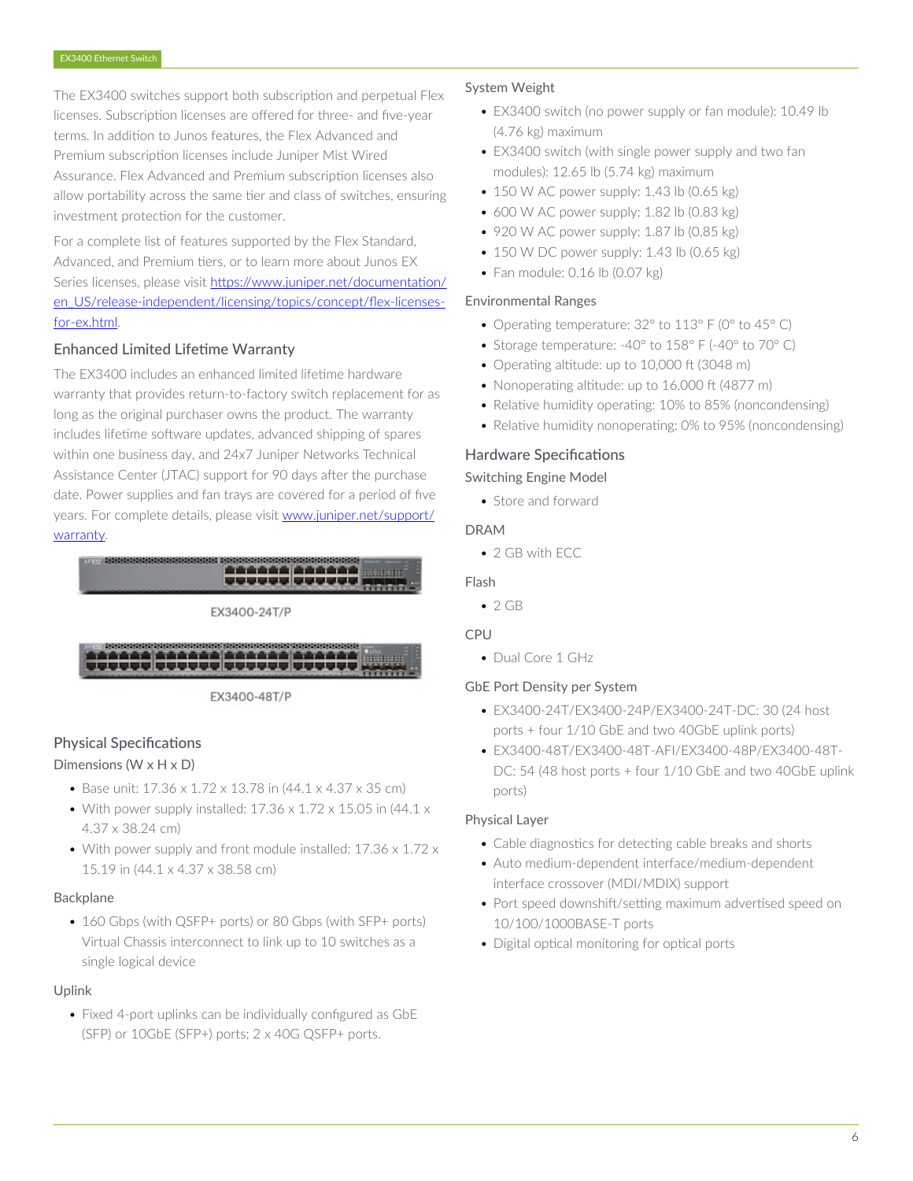The EX3400 switches support both subscription and perpetual Flex licenses. Subscription licenses are offered for three- and five-year terms. In addition to Junos features, the Flex Advanced and Premium subscription licenses include Juniper Mist Wired Assurance. Flex Advanced and Premium subscription licenses also allow portability across the same tier and class of switches, ensuring investment protection for the customer.

For a complete list of features supported by the Flex Standard, Advanced, and Premium tiers, or to learn more about Junos EX Series licenses, please visit [https://www.juniper.net/documentation/en_US/release-independent/licensing/topics/concept/flex-licenses-for-ex.html](https://www.juniper.net/documentation/en_US/release-independent/licensing/topics/concept/flex-licenses-for-ex.html).

## Enhanced Limited Lifetime Warranty

The EX3400 includes an enhanced limited lifetime hardware warranty that provides return-to-factory switch replacement for as long as the original purchaser owns the product. The warranty includes lifetime software updates, advanced shipping of spares within one business day, and 24x7 Juniper Networks Technical Assistance Center (JTAC) support for 90 days after the purchase date. Power supplies and fan trays are covered for a period of five years. For complete details, please visit [www.juniper.net/support/warranty](www.juniper.net/support/warranty).

EX3400-24T/P

EX3400-48T/P

## Physical Specifications

### Dimensions (W x H x D)

- Base unit: 17.36 x 1.72 x 13.78 in (44.1 x 4.37 x 35 cm)
- With power supply installed: 17.36 x 1.72 x 15.05 in (44.1 x 4.37 x 38.24 cm)
- With power supply and front module installed: 17.36 x 1.72 x 15.19 in (44.1 x 4.37 x 38.58 cm)

### Backplane

- 160 Gbps (with QSFP+ ports) or 80 Gbps (with SFP+ ports) Virtual Chassis interconnect to link up to 10 switches as a single logical device

### Uplink

- Fixed 4-port uplinks can be individually configured as GbE (SFP) or 10GbE (SFP+) ports; 2 x 40G QSFP+ ports.

### System Weight

- EX3400 switch (no power supply or fan module): 10.49 lb (4.76 kg) maximum
- EX3400 switch (with single power supply and two fan modules): 12.65 lb (5.74 kg) maximum
- 150 W AC power supply: 1.43 lb (0.65 kg)
- 600 W AC power supply: 1.82 lb (0.83 kg)
- 920 W AC power supply: 1.87 lb (0.85 kg)
- 150 W DC power supply: 1.43 lb (0.65 kg)
- Fan module: 0.16 lb (0.07 kg)

### Environmental Ranges

- Operating temperature: 32° to 113° F (0° to 45° C)
- Storage temperature: -40° to 158° F (-40° to 70° C)
- Operating altitude: up to 10,000 ft (3048 m)
- Nonoperating altitude: up to 16,000 ft (4877 m)
- Relative humidity operating: 10% to 85% (noncondensing)
- Relative humidity nonoperating: 0% to 95% (noncondensing)

## Hardware Specifications

### Switching Engine Model

- Store and forward

### DRAM

- 2 GB with ECC

### Flash

- 2 GB

### CPU

- Dual Core 1 GHz

### GbE Port Density per System

- EX3400-24T/EX3400-24P/EX3400-24T-DC: 30 (24 host ports + four 1/10 GbE and two 40GbE uplink ports)
- EX3400-48T/EX3400-48T-AFI/EX3400-48P/EX3400-48T-DC: 54 (48 host ports + four 1/10 GbE and two 40GbE uplink ports)

### Physical Layer

- Cable diagnostics for detecting cable breaks and shorts
- Auto medium-dependent interface/medium-dependent interface crossover (MDI/MDIX) support
- Port speed downshift/setting maximum advertised speed on 10/100/1000BASE-T ports
- Digital optical monitoring for optical ports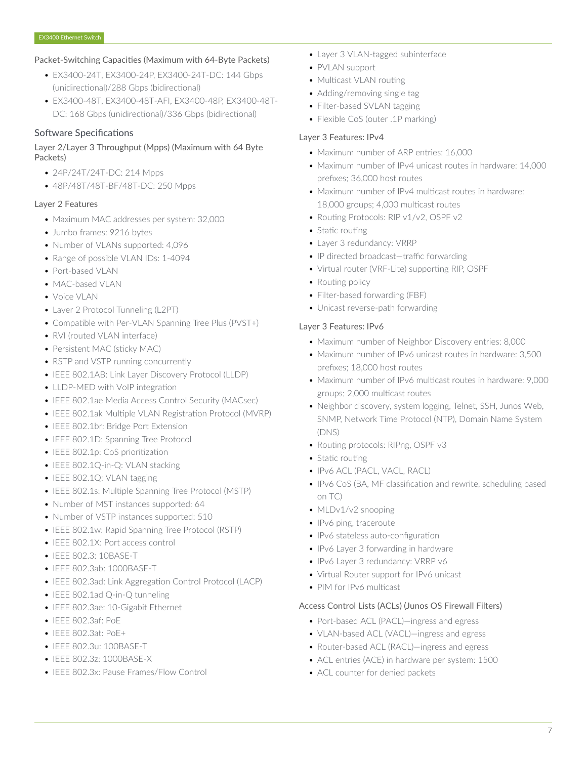### Packet-Switching Capacities (Maximum with 64-Byte Packets)

- EX3400-24T, EX3400-24P, EX3400-24T-DC: 144 Gbps (unidirectional)/288 Gbps (bidirectional)
- EX3400-48T, EX3400-48T-AFI, EX3400-48P, EX3400-48T-DC: 168 Gbps (unidirectional)/336 Gbps (bidirectional)

## Software Specifications

### Layer 2/Layer 3 Throughput (Mpps) (Maximum with 64 Byte Packets)

- 24P/24T/24T-DC: 214 Mpps
- 48P/48T/48T-BF/48T-DC: 250 Mpps

### Layer 2 Features

- Maximum MAC addresses per system: 32,000
- Jumbo frames: 9216 bytes
- Number of VLANs supported: 4,096
- Range of possible VLAN IDs: 1-4094
- Port-based VLAN
- MAC-based VLAN
- Voice VLAN
- Layer 2 Protocol Tunneling (L2PT)
- Compatible with Per-VLAN Spanning Tree Plus (PVST+)
- RVI (routed VLAN interface)
- Persistent MAC (sticky MAC)
- RSTP and VSTP running concurrently
- IEEE 802.1AB: Link Layer Discovery Protocol (LLDP)
- LLDP-MED with VoIP integration
- IEEE 802.1ae Media Access Control Security (MACsec)
- IEEE 802.1ak Multiple VLAN Registration Protocol (MVRP)
- IEEE 802.1br: Bridge Port Extension
- IEEE 802.1D: Spanning Tree Protocol
- IEEE 802.1p: CoS prioritization
- IEEE 802.1Q-in-Q: VLAN stacking
- IEEE 802.1Q: VLAN tagging
- IEEE 802.1s: Multiple Spanning Tree Protocol (MSTP)
- Number of MST instances supported: 64
- Number of VSTP instances supported: 510
- IEEE 802.1w: Rapid Spanning Tree Protocol (RSTP)
- IEEE 802.1X: Port access control
- IEEE 802.3: 10BASE-T
- IEEE 802.3ab: 1000BASE-T
- IEEE 802.3ad: Link Aggregation Control Protocol (LACP)
- IEEE 802.1ad Q-in-Q tunneling
- IEEE 802.3ae: 10-Gigabit Ethernet
- IEEE 802.3af: PoE
- IEEE 802.3at: PoE+
- IEEE 802.3u: 100BASE-T
- IEEE 802.3z: 1000BASE-X
- IEEE 802.3x: Pause Frames/Flow Control
- Layer 3 VLAN-tagged subinterface
- PVLAN support
- Multicast VLAN routing
- Adding/removing single tag
- Filter-based SVLAN tagging
- Flexible CoS (outer .1P marking)

### Layer 3 Features: IPv4

- Maximum number of ARP entries: 16,000
- Maximum number of IPv4 unicast routes in hardware: 14,000 prefixes; 36,000 host routes
- Maximum number of IPv4 multicast routes in hardware: 18,000 groups; 4,000 multicast routes
- Routing Protocols: RIP v1/v2, OSPF v2
- Static routing
- Layer 3 redundancy: VRRP
- IP directed broadcast—traffic forwarding
- Virtual router (VRF-Lite) supporting RIP, OSPF
- Routing policy
- Filter-based forwarding (FBF)
- Unicast reverse-path forwarding

### Layer 3 Features: IPv6

- Maximum number of Neighbor Discovery entries: 8,000
- Maximum number of IPv6 unicast routes in hardware: 3,500 prefixes; 18,000 host routes
- Maximum number of IPv6 multicast routes in hardware: 9,000 groups; 2,000 multicast routes
- Neighbor discovery, system logging, Telnet, SSH, Junos Web, SNMP, Network Time Protocol (NTP), Domain Name System (DNS)
- Routing protocols: RIPng, OSPF v3
- Static routing
- IPv6 ACL (PACL, VACL, RACL)
- IPv6 CoS (BA, MF classification and rewrite, scheduling based on TC)
- MLDv1/v2 snooping
- IPv6 ping, traceroute
- IPv6 stateless auto-configuration
- IPv6 Layer 3 forwarding in hardware
- IPv6 Layer 3 redundancy: VRRP v6
- Virtual Router support for IPv6 unicast
- PIM for IPv6 multicast

### Access Control Lists (ACLs) (Junos OS Firewall Filters)

- Port-based ACL (PACL)—ingress and egress
- VLAN-based ACL (VACL)—ingress and egress
- Router-based ACL (RACL)—ingress and egress
- ACL entries (ACE) in hardware per system: 1500
- ACL counter for denied packets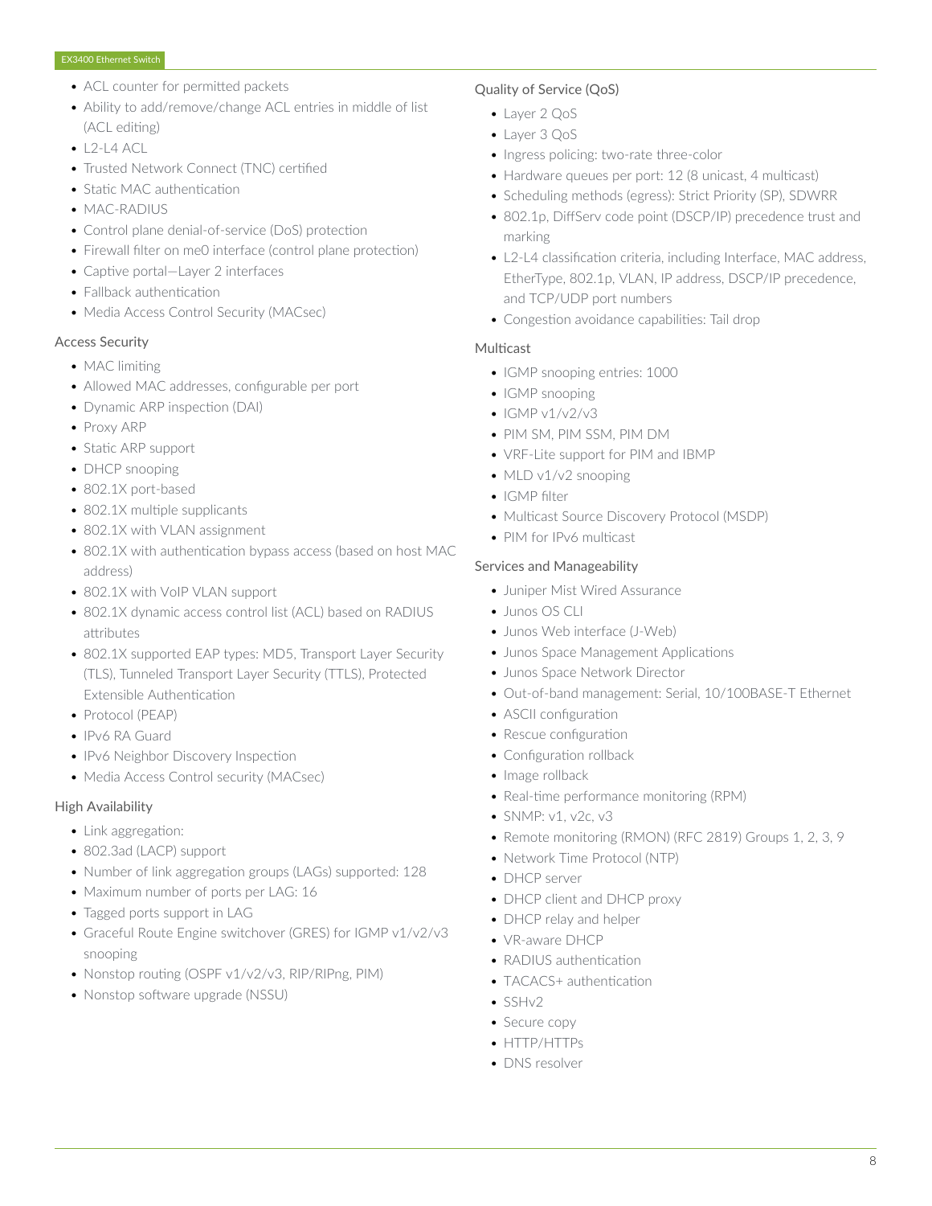- ACL counter for permitted packets
- Ability to add/remove/change ACL entries in middle of list (ACL editing)
- L2-L4 ACL
- Trusted Network Connect (TNC) certified
- Static MAC authentication
- MAC-RADIUS
- Control plane denial-of-service (DoS) protection
- Firewall filter on me0 interface (control plane protection)
- Captive portal—Layer 2 interfaces
- Fallback authentication
- Media Access Control Security (MACsec)

### Access Security

- MAC limiting
- Allowed MAC addresses, configurable per port
- Dynamic ARP inspection (DAI)
- Proxy ARP
- Static ARP support
- DHCP snooping
- 802.1X port-based
- 802.1X multiple supplicants
- 802.1X with VLAN assignment
- 802.1X with authentication bypass access (based on host MAC address)
- 802.1X with VoIP VLAN support
- 802.1X dynamic access control list (ACL) based on RADIUS attributes
- 802.1X supported EAP types: MD5, Transport Layer Security (TLS), Tunneled Transport Layer Security (TTLS), Protected Extensible Authentication
- Protocol (PEAP)
- IPv6 RA Guard
- IPv6 Neighbor Discovery Inspection
- Media Access Control security (MACsec)

### High Availability

- Link aggregation:
- 802.3ad (LACP) support
- Number of link aggregation groups (LAGs) supported: 128
- Maximum number of ports per LAG: 16
- Tagged ports support in LAG
- Graceful Route Engine switchover (GRES) for IGMP v1/v2/v3 snooping
- Nonstop routing (OSPF v1/v2/v3, RIP/RIPng, PIM)
- Nonstop software upgrade (NSSU)

### Quality of Service (QoS)

- Layer 2 QoS
- Layer 3 QoS
- Ingress policing: two-rate three-color
- Hardware queues per port: 12 (8 unicast, 4 multicast)
- Scheduling methods (egress): Strict Priority (SP), SDWRR
- 802.1p, DiffServ code point (DSCP/IP) precedence trust and marking
- L2-L4 classification criteria, including Interface, MAC address, EtherType, 802.1p, VLAN, IP address, DSCP/IP precedence, and TCP/UDP port numbers
- Congestion avoidance capabilities: Tail drop

### Multicast

- IGMP snooping entries: 1000
- IGMP snooping
- IGMP v1/v2/v3
- PIM SM, PIM SSM, PIM DM
- VRF-Lite support for PIM and IBMP
- MLD v1/v2 snooping
- IGMP filter
- Multicast Source Discovery Protocol (MSDP)
- PIM for IPv6 multicast

### Services and Manageability

- Juniper Mist Wired Assurance
- Junos OS CLI
- Junos Web interface (J-Web)
- Junos Space Management Applications
- Junos Space Network Director
- Out-of-band management: Serial, 10/100BASE-T Ethernet
- ASCII configuration
- Rescue configuration
- Configuration rollback
- Image rollback
- Real-time performance monitoring (RPM)
- SNMP: v1, v2c, v3
- Remote monitoring (RMON) (RFC 2819) Groups 1, 2, 3, 9
- Network Time Protocol (NTP)
- DHCP server
- DHCP client and DHCP proxy
- DHCP relay and helper
- VR-aware DHCP
- RADIUS authentication
- TACACS+ authentication
- SSHv2
- Secure copy
- HTTP/HTTPs
- DNS resolver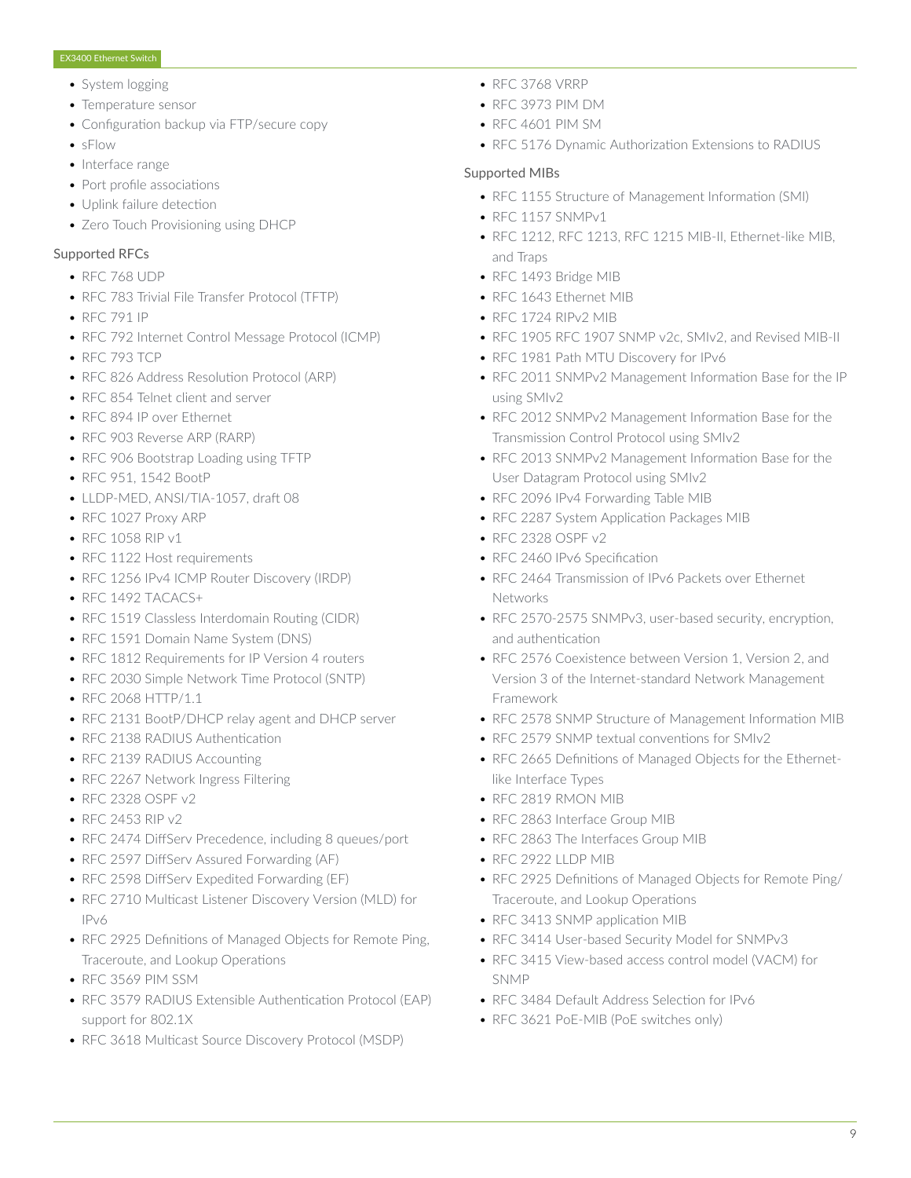- System logging
- Temperature sensor
- Configuration backup via FTP/secure copy
- sFlow
- Interface range
- Port profile associations
- Uplink failure detection
- Zero Touch Provisioning using DHCP

### Supported RFCs

- RFC 768 UDP
- RFC 783 Trivial File Transfer Protocol (TFTP)
- RFC 791 IP
- RFC 792 Internet Control Message Protocol (ICMP)
- RFC 793 TCP
- RFC 826 Address Resolution Protocol (ARP)
- RFC 854 Telnet client and server
- RFC 894 IP over Ethernet
- RFC 903 Reverse ARP (RARP)
- RFC 906 Bootstrap Loading using TFTP
- RFC 951, 1542 BootP
- LLDP-MED, ANSI/TIA-1057, draft 08
- RFC 1027 Proxy ARP
- RFC 1058 RIP v1
- RFC 1122 Host requirements
- RFC 1256 IPv4 ICMP Router Discovery (IRDP)
- RFC 1492 TACACS+
- RFC 1519 Classless Interdomain Routing (CIDR)
- RFC 1591 Domain Name System (DNS)
- RFC 1812 Requirements for IP Version 4 routers
- RFC 2030 Simple Network Time Protocol (SNTP)
- RFC 2068 HTTP/1.1
- RFC 2131 BootP/DHCP relay agent and DHCP server
- RFC 2138 RADIUS Authentication
- RFC 2139 RADIUS Accounting
- RFC 2267 Network Ingress Filtering
- RFC 2328 OSPF v2
- RFC 2453 RIP v2
- RFC 2474 DiffServ Precedence, including 8 queues/port
- RFC 2597 DiffServ Assured Forwarding (AF)
- RFC 2598 DiffServ Expedited Forwarding (EF)
- RFC 2710 Multicast Listener Discovery Version (MLD) for IPv6
- RFC 2925 Definitions of Managed Objects for Remote Ping, Traceroute, and Lookup Operations
- RFC 3569 PIM SSM
- RFC 3579 RADIUS Extensible Authentication Protocol (EAP) support for 802.1X
- RFC 3618 Multicast Source Discovery Protocol (MSDP)
- RFC 3768 VRRP
- RFC 3973 PIM DM
- RFC 4601 PIM SM
- RFC 5176 Dynamic Authorization Extensions to RADIUS

### Supported MIBs

- RFC 1155 Structure of Management Information (SMI)
- RFC 1157 SNMPv1
- RFC 1212, RFC 1213, RFC 1215 MIB-II, Ethernet-like MIB, and Traps
- RFC 1493 Bridge MIB
- RFC 1643 Ethernet MIB
- RFC 1724 RIPv2 MIB
- RFC 1905 RFC 1907 SNMP v2c, SMIv2, and Revised MIB-II
- RFC 1981 Path MTU Discovery for IPv6
- RFC 2011 SNMPv2 Management Information Base for the IP using SMIv2
- RFC 2012 SNMPv2 Management Information Base for the Transmission Control Protocol using SMIv2
- RFC 2013 SNMPv2 Management Information Base for the User Datagram Protocol using SMIv2
- RFC 2096 IPv4 Forwarding Table MIB
- RFC 2287 System Application Packages MIB
- RFC 2328 OSPF v2
- RFC 2460 IPv6 Specification
- RFC 2464 Transmission of IPv6 Packets over Ethernet Networks
- RFC 2570-2575 SNMPv3, user-based security, encryption, and authentication
- RFC 2576 Coexistence between Version 1, Version 2, and Version 3 of the Internet-standard Network Management Framework
- RFC 2578 SNMP Structure of Management Information MIB
- RFC 2579 SNMP textual conventions for SMIv2
- RFC 2665 Definitions of Managed Objects for the Ethernet-like Interface Types
- RFC 2819 RMON MIB
- RFC 2863 Interface Group MIB
- RFC 2863 The Interfaces Group MIB
- RFC 2922 LLDP MIB
- RFC 2925 Definitions of Managed Objects for Remote Ping/ Traceroute, and Lookup Operations
- RFC 3413 SNMP application MIB
- RFC 3414 User-based Security Model for SNMPv3
- RFC 3415 View-based access control model (VACM) for SNMP
- RFC 3484 Default Address Selection for IPv6
- RFC 3621 PoE-MIB (PoE switches only)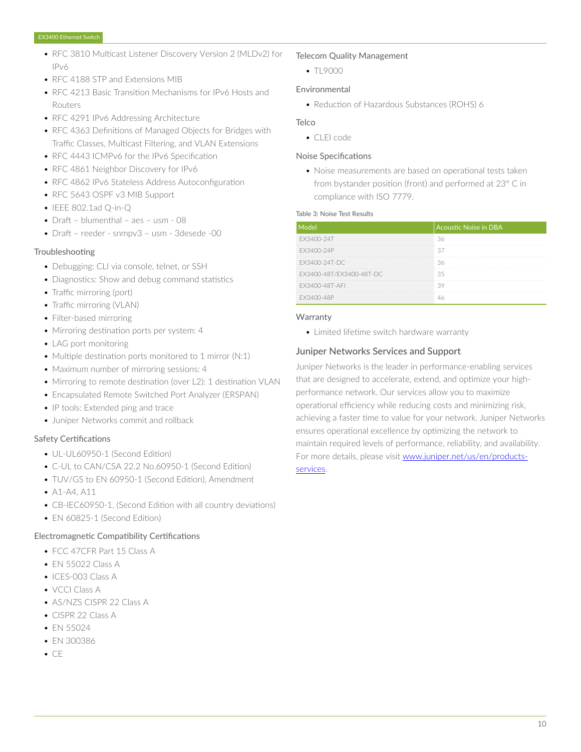- RFC 3810 Multicast Listener Discovery Version 2 (MLDv2) for IPv6
- RFC 4188 STP and Extensions MIB
- RFC 4213 Basic Transition Mechanisms for IPv6 Hosts and Routers
- RFC 4291 IPv6 Addressing Architecture
- RFC 4363 Definitions of Managed Objects for Bridges with Traffic Classes, Multicast Filtering, and VLAN Extensions
- RFC 4443 ICMPv6 for the IPv6 Specification
- RFC 4861 Neighbor Discovery for IPv6
- RFC 4862 IPv6 Stateless Address Autoconfiguration
- RFC 5643 OSPF v3 MIB Support
- IEEE 802.1ad Q-in-Q
- Draft – blumenthal – aes – usm - 08
- Draft – reeder - snmpv3 – usm - 3desede -00

### Troubleshooting

- Debugging: CLI via console, telnet, or SSH
- Diagnostics: Show and debug command statistics
- Traffic mirroring (port)
- Traffic mirroring (VLAN)
- Filter-based mirroring
- Mirroring destination ports per system: 4
- LAG port monitoring
- Multiple destination ports monitored to 1 mirror (N:1)
- Maximum number of mirroring sessions: 4
- Mirroring to remote destination (over L2): 1 destination VLAN
- Encapsulated Remote Switched Port Analyzer (ERSPAN)
- IP tools: Extended ping and trace
- Juniper Networks commit and rollback

### Safety Certifications

- UL-UL60950-1 (Second Edition)
- C-UL to CAN/CSA 22.2 No.60950-1 (Second Edition)
- TUV/GS to EN 60950-1 (Second Edition), Amendment
- A1-A4, A11
- CB-IEC60950-1, (Second Edition with all country deviations)
- EN 60825-1 (Second Edition)

### Electromagnetic Compatibility Certifications

- FCC 47CFR Part 15 Class A
- EN 55022 Class A
- ICES-003 Class A
- VCCI Class A
- AS/NZS CISPR 22 Class A
- CISPR 22 Class A
- EN 55024
- EN 300386
- CE

### Telecom Quality Management

- TL9000

### Environmental

- Reduction of Hazardous Substances (ROHS) 6

### Telco

- CLEI code

### Noise Specifications

- Noise measurements are based on operational tests taken from bystander position (front) and performed at 23° C in compliance with ISO 7779.

Table 3: Noise Test Results

| Model | Acoustic Noise in DBA |
|---|---|
| EX3400-24T | 36 |
| EX3400-24P | 37 |
| EX3400-24T-DC | 36 |
| EX3400-48T/EX3400-48T-DC | 35 |
| EX3400-48T-AFI | 39 |
| EX3400-48P | 46 |

### Warranty

- Limited lifetime switch hardware warranty

## Juniper Networks Services and Support

Juniper Networks is the leader in performance-enabling services that are designed to accelerate, extend, and optimize your high-performance network. Our services allow you to maximize operational efficiency while reducing costs and minimizing risk, achieving a faster time to value for your network. Juniper Networks ensures operational excellence by optimizing the network to maintain required levels of performance, reliability, and availability. For more details, please visit www.juniper.net/us/en/products-services.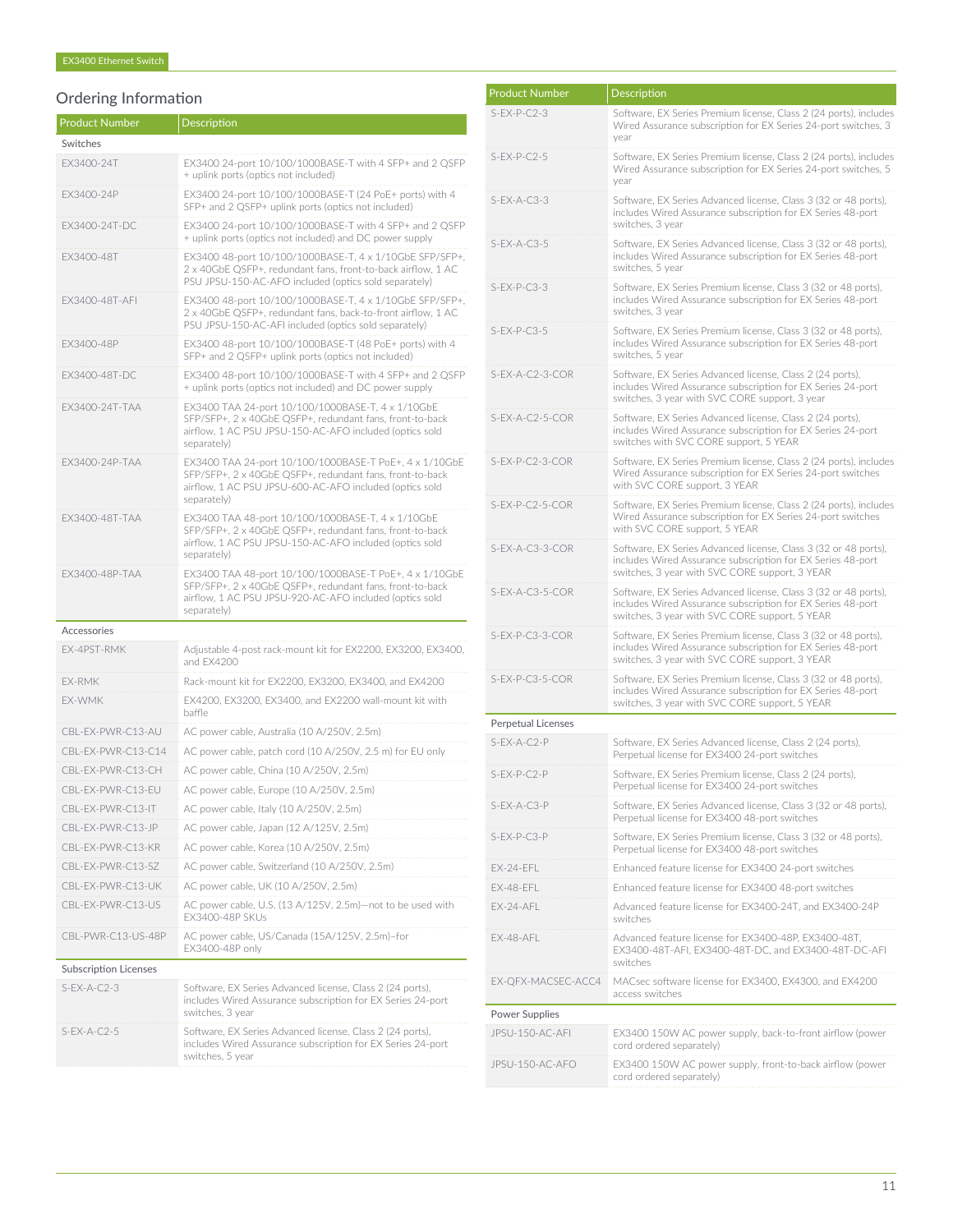## Ordering Information

| Product Number | Description |
|---|---|
| **Switches** | |
| EX3400-24T | EX3400 24-port 10/100/1000BASE-T with 4 SFP+ and 2 QSFP + uplink ports (optics not included) |
| EX3400-24P | EX3400 24-port 10/100/1000BASE-T (24 PoE+ ports) with 4 SFP+ and 2 QSFP+ uplink ports (optics not included) |
| EX3400-24T-DC | EX3400 24-port 10/100/1000BASE-T with 4 SFP+ and 2 QSFP + uplink ports (optics not included) and DC power supply |
| EX3400-48T | EX3400 48-port 10/100/1000BASE-T, 4 x 1/10GbE SFP/SFP+, 2 x 40GbE QSFP+, redundant fans, front-to-back airflow, 1 AC PSU JPSU-150-AC-AFO included (optics sold separately) |
| EX3400-48T-AFI | EX3400 48-port 10/100/1000BASE-T, 4 x 1/10GbE SFP/SFP+, 2 x 40GbE QSFP+, redundant fans, back-to-front airflow, 1 AC PSU JPSU-150-AC-AFI included (optics sold separately) |
| EX3400-48P | EX3400 48-port 10/100/1000BASE-T (48 PoE+ ports) with 4 SFP+ and 2 QSFP+ uplink ports (optics not included) |
| EX3400-48T-DC | EX3400 48-port 10/100/1000BASE-T with 4 SFP+ and 2 QSFP + uplink ports (optics not included) and DC power supply |
| EX3400-24T-TAA | EX3400 TAA 24-port 10/100/1000BASE-T, 4 x 1/10GbE SFP/SFP+, 2 x 40GbE QSFP+, redundant fans, front-to-back airflow, 1 AC PSU JPSU-150-AC-AFO included (optics sold separately) |
| EX3400-24P-TAA | EX3400 TAA 24-port 10/100/1000BASE-T PoE+, 4 x 1/10GbE SFP/SFP+, 2 x 40GbE QSFP+, redundant fans, front-to-back airflow, 1 AC PSU JPSU-600-AC-AFO included (optics sold separately) |
| EX3400-48T-TAA | EX3400 TAA 48-port 10/100/1000BASE-T, 4 x 1/10GbE SFP/SFP+, 2 x 40GbE QSFP+, redundant fans, front-to-back airflow, 1 AC PSU JPSU-150-AC-AFO included (optics sold separately) |
| EX3400-48P-TAA | EX3400 TAA 48-port 10/100/1000BASE-T PoE+, 4 x 1/10GbE SFP/SFP+, 2 x 40GbE QSFP+, redundant fans, front-to-back airflow, 1 AC PSU JPSU-920-AC-AFO included (optics sold separately) |
| **Accessories** | |
| EX-4PST-RMK | Adjustable 4-post rack-mount kit for EX2200, EX3200, EX3400, and EX4200 |
| EX-RMK | Rack-mount kit for EX2200, EX3200, EX3400, and EX4200 |
| EX-WMK | EX4200, EX3200, EX3400, and EX2200 wall-mount kit with baffle |
| CBL-EX-PWR-C13-AU | AC power cable, Australia (10 A/250V, 2.5m) |
| CBL-EX-PWR-C13-C14 | AC power cable, patch cord (10 A/250V, 2.5 m) for EU only |
| CBL-EX-PWR-C13-CH | AC power cable, China (10 A/250V, 2.5m) |
| CBL-EX-PWR-C13-EU | AC power cable, Europe (10 A/250V, 2.5m) |
| CBL-EX-PWR-C13-IT | AC power cable, Italy (10 A/250V, 2.5m) |
| CBL-EX-PWR-C13-JP | AC power cable, Japan (12 A/125V, 2.5m) |
| CBL-EX-PWR-C13-KR | AC power cable, Korea (10 A/250V, 2.5m) |
| CBL-EX-PWR-C13-SZ | AC power cable, Switzerland (10 A/250V, 2.5m) |
| CBL-EX-PWR-C13-UK | AC power cable, UK (10 A/250V, 2.5m) |
| CBL-EX-PWR-C13-US | AC power cable, U.S. (13 A/125V, 2.5m)—not to be used with EX3400-48P SKUs |
| CBL-PWR-C13-US-48P | AC power cable, US/Canada (15A/125V, 2.5m)–for EX3400-48P only |
| **Subscription Licenses** | |
| S-EX-A-C2-3 | Software, EX Series Advanced license, Class 2 (24 ports), includes Wired Assurance subscription for EX Series 24-port switches, 3 year |
| S-EX-A-C2-5 | Software, EX Series Advanced license, Class 2 (24 ports), includes Wired Assurance subscription for EX Series 24-port switches, 5 year |
| S-EX-P-C2-3 | Software, EX Series Premium license, Class 2 (24 ports), includes Wired Assurance subscription for EX Series 24-port switches, 3 year |
| S-EX-P-C2-5 | Software, EX Series Premium license, Class 2 (24 ports), includes Wired Assurance subscription for EX Series 24-port switches, 5 year |
| S-EX-A-C3-3 | Software, EX Series Advanced license, Class 3 (32 or 48 ports), includes Wired Assurance subscription for EX Series 48-port switches, 3 year |
| S-EX-A-C3-5 | Software, EX Series Advanced license, Class 3 (32 or 48 ports), includes Wired Assurance subscription for EX Series 48-port switches, 5 year |
| S-EX-P-C3-3 | Software, EX Series Premium license, Class 3 (32 or 48 ports), includes Wired Assurance subscription for EX Series 48-port switches, 3 year |
| S-EX-P-C3-5 | Software, EX Series Premium license, Class 3 (32 or 48 ports), includes Wired Assurance subscription for EX Series 48-port switches, 5 year |
| S-EX-A-C2-3-COR | Software, EX Series Advanced license, Class 2 (24 ports), includes Wired Assurance subscription for EX Series 24-port switches, 3 year with SVC CORE support, 3 year |
| S-EX-A-C2-5-COR | Software, EX Series Advanced license, Class 2 (24 ports), includes Wired Assurance subscription for EX Series 24-port switches with SVC CORE support, 5 YEAR |
| S-EX-P-C2-3-COR | Software, EX Series Premium license, Class 2 (24 ports), includes Wired Assurance subscription for EX Series 24-port switches with SVC CORE support, 3 YEAR |
| S-EX-P-C2-5-COR | Software, EX Series Premium license, Class 2 (24 ports), includes Wired Assurance subscription for EX Series 24-port switches with SVC CORE support, 5 YEAR |
| S-EX-A-C3-3-COR | Software, EX Series Advanced license, Class 3 (32 or 48 ports), includes Wired Assurance subscription for EX Series 48-port switches, 3 year with SVC CORE support, 3 YEAR |
| S-EX-A-C3-5-COR | Software, EX Series Advanced license, Class 3 (32 or 48 ports), includes Wired Assurance subscription for EX Series 48-port switches, 3 year with SVC CORE support, 5 YEAR |
| S-EX-P-C3-3-COR | Software, EX Series Premium license, Class 3 (32 or 48 ports), includes Wired Assurance subscription for EX Series 48-port switches, 3 year with SVC CORE support, 3 YEAR |
| S-EX-P-C3-5-COR | Software, EX Series Premium license, Class 3 (32 or 48 ports), includes Wired Assurance subscription for EX Series 48-port switches, 3 year with SVC CORE support, 5 YEAR |
| **Perpetual Licenses** | |
| S-EX-A-C2-P | Software, EX Series Advanced license, Class 2 (24 ports), Perpetual license for EX3400 24-port switches |
| S-EX-P-C2-P | Software, EX Series Premium license, Class 2 (24 ports), Perpetual license for EX3400 24-port switches |
| S-EX-A-C3-P | Software, EX Series Advanced license, Class 3 (32 or 48 ports), Perpetual license for EX3400 48-port switches |
| S-EX-P-C3-P | Software, EX Series Premium license, Class 3 (32 or 48 ports), Perpetual license for EX3400 48-port switches |
| EX-24-EFL | Enhanced feature license for EX3400 24-port switches |
| EX-48-EFL | Enhanced feature license for EX3400 48-port switches |
| EX-24-AFL | Advanced feature license for EX3400-24T, and EX3400-24P switches |
| EX-48-AFL | Advanced feature license for EX3400-48P, EX3400-48T, EX3400-48T-AFI, EX3400-48T-DC, and EX3400-48T-DC-AFI switches |
| EX-QFX-MACSEC-ACC4 | MACsec software license for EX3400, EX4300, and EX4200 access switches |
| **Power Supplies** | |
| JPSU-150-AC-AFI | EX3400 150W AC power supply, back-to-front airflow (power cord ordered separately) |
| JPSU-150-AC-AFO | EX3400 150W AC power supply, front-to-back airflow (power cord ordered separately) |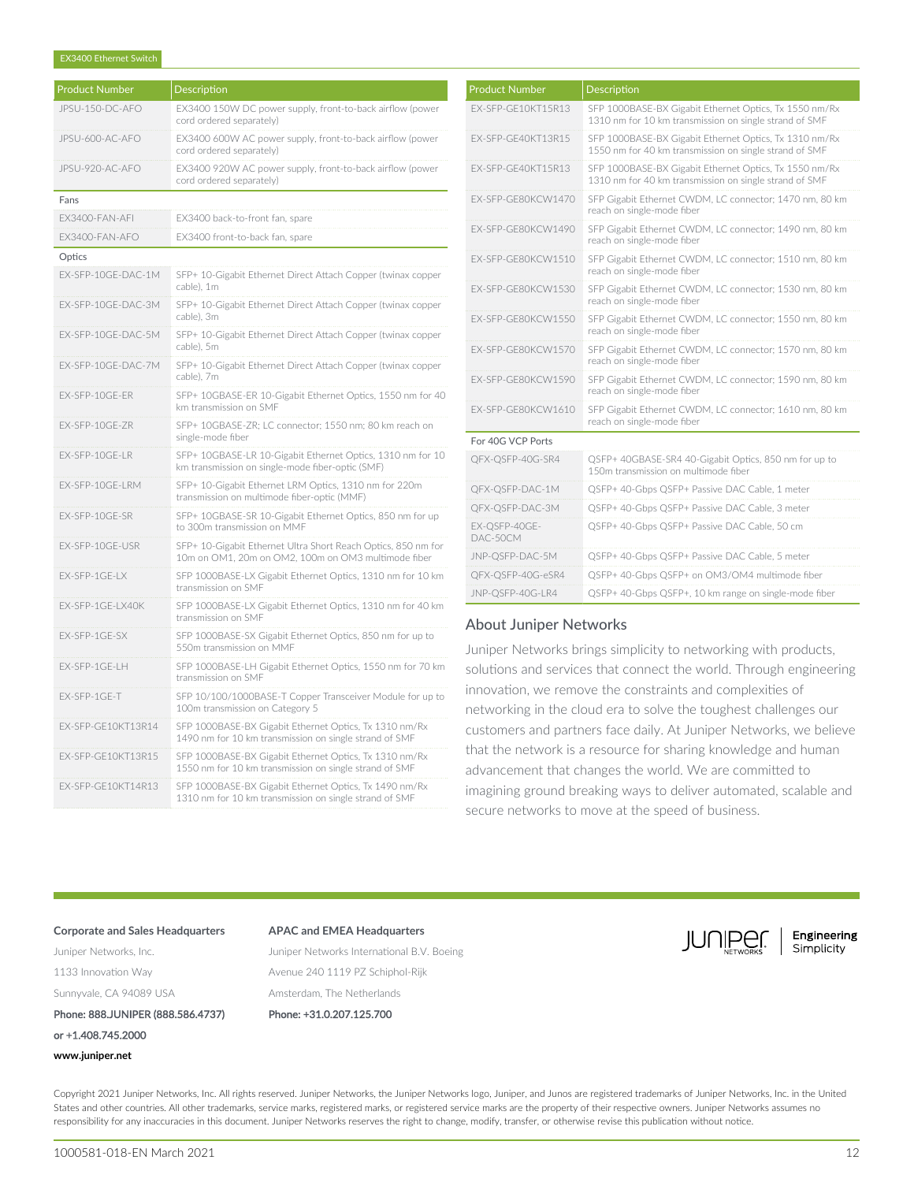| Product Number | Description |
| --- | --- |
| JPSU-150-DC-AFO | EX3400 150W DC power supply, front-to-back airflow (power cord ordered separately) |
| JPSU-600-AC-AFO | EX3400 600W AC power supply, front-to-back airflow (power cord ordered separately) |
| JPSU-920-AC-AFO | EX3400 920W AC power supply, front-to-back airflow (power cord ordered separately) |
| Fans | |
| EX3400-FAN-AFI | EX3400 back-to-front fan, spare |
| EX3400-FAN-AFO | EX3400 front-to-back fan, spare |
| Optics | |
| EX-SFP-10GE-DAC-1M | SFP+ 10-Gigabit Ethernet Direct Attach Copper (twinax copper cable), 1m |
| EX-SFP-10GE-DAC-3M | SFP+ 10-Gigabit Ethernet Direct Attach Copper (twinax copper cable), 3m |
| EX-SFP-10GE-DAC-5M | SFP+ 10-Gigabit Ethernet Direct Attach Copper (twinax copper cable), 5m |
| EX-SFP-10GE-DAC-7M | SFP+ 10-Gigabit Ethernet Direct Attach Copper (twinax copper cable), 7m |
| EX-SFP-10GE-ER | SFP+ 10GBASE-ER 10-Gigabit Ethernet Optics, 1550 nm for 40 km transmission on SMF |
| EX-SFP-10GE-ZR | SFP+ 10GBASE-ZR; LC connector; 1550 nm; 80 km reach on single-mode fiber |
| EX-SFP-10GE-LR | SFP+ 10GBASE-LR 10-Gigabit Ethernet Optics, 1310 nm for 10 km transmission on single-mode fiber-optic (SMF) |
| EX-SFP-10GE-LRM | SFP+ 10-Gigabit Ethernet LRM Optics, 1310 nm for 220m transmission on multimode fiber-optic (MMF) |
| EX-SFP-10GE-SR | SFP+ 10GBASE-SR 10-Gigabit Ethernet Optics, 850 nm for up to 300m transmission on MMF |
| EX-SFP-10GE-USR | SFP+ 10-Gigabit Ethernet Ultra Short Reach Optics, 850 nm for 10m on OM1, 20m on OM2, 100m on OM3 multimode fiber |
| EX-SFP-1GE-LX | SFP 1000BASE-LX Gigabit Ethernet Optics, 1310 nm for 10 km transmission on SMF |
| EX-SFP-1GE-LX40K | SFP 1000BASE-LX Gigabit Ethernet Optics, 1310 nm for 40 km transmission on SMF |
| EX-SFP-1GE-SX | SFP 1000BASE-SX Gigabit Ethernet Optics, 850 nm for up to 550m transmission on MMF |
| EX-SFP-1GE-LH | SFP 1000BASE-LH Gigabit Ethernet Optics, 1550 nm for 70 km transmission on SMF |
| EX-SFP-1GE-T | SFP 10/100/1000BASE-T Copper Transceiver Module for up to 100m transmission on Category 5 |
| EX-SFP-GE10KT13R14 | SFP 1000BASE-BX Gigabit Ethernet Optics, Tx 1310 nm/Rx 1490 nm for 10 km transmission on single strand of SMF |
| EX-SFP-GE10KT13R15 | SFP 1000BASE-BX Gigabit Ethernet Optics, Tx 1310 nm/Rx 1550 nm for 10 km transmission on single strand of SMF |
| EX-SFP-GE10KT14R13 | SFP 1000BASE-BX Gigabit Ethernet Optics, Tx 1490 nm/Rx 1310 nm for 10 km transmission on single strand of SMF |
| EX-SFP-GE10KT15R13 | SFP 1000BASE-BX Gigabit Ethernet Optics, Tx 1550 nm/Rx 1310 nm for 10 km transmission on single strand of SMF |
| EX-SFP-GE40KT13R15 | SFP 1000BASE-BX Gigabit Ethernet Optics, Tx 1310 nm/Rx 1550 nm for 40 km transmission on single strand of SMF |
| EX-SFP-GE40KT15R13 | SFP 1000BASE-BX Gigabit Ethernet Optics, Tx 1550 nm/Rx 1310 nm for 40 km transmission on single strand of SMF |
| EX-SFP-GE80KCW1470 | SFP Gigabit Ethernet CWDM, LC connector; 1470 nm, 80 km reach on single-mode fiber |
| EX-SFP-GE80KCW1490 | SFP Gigabit Ethernet CWDM, LC connector; 1490 nm, 80 km reach on single-mode fiber |
| EX-SFP-GE80KCW1510 | SFP Gigabit Ethernet CWDM, LC connector; 1510 nm, 80 km reach on single-mode fiber |
| EX-SFP-GE80KCW1530 | SFP Gigabit Ethernet CWDM, LC connector; 1530 nm, 80 km reach on single-mode fiber |
| EX-SFP-GE80KCW1550 | SFP Gigabit Ethernet CWDM, LC connector; 1550 nm, 80 km reach on single-mode fiber |
| EX-SFP-GE80KCW1570 | SFP Gigabit Ethernet CWDM, LC connector; 1570 nm, 80 km reach on single-mode fiber |
| EX-SFP-GE80KCW1590 | SFP Gigabit Ethernet CWDM, LC connector; 1590 nm, 80 km reach on single-mode fiber |
| EX-SFP-GE80KCW1610 | SFP Gigabit Ethernet CWDM, LC connector; 1610 nm, 80 km reach on single-mode fiber |
| For 40G VCP Ports | |
| QFX-QSFP-40G-SR4 | QSFP+ 40GBASE-SR4 40-Gigabit Optics, 850 nm for up to 150m transmission on multimode fiber |
| QFX-QSFP-DAC-1M | QSFP+ 40-Gbps QSFP+ Passive DAC Cable, 1 meter |
| QFX-QSFP-DAC-3M | QSFP+ 40-Gbps QSFP+ Passive DAC Cable, 3 meter |
| EX-QSFP-40GE-DAC-50CM | QSFP+ 40-Gbps QSFP+ Passive DAC Cable, 50 cm |
| JNP-QSFP-DAC-5M | QSFP+ 40-Gbps QSFP+ Passive DAC Cable, 5 meter |
| QFX-QSFP-40G-eSR4 | QSFP+ 40-Gbps QSFP+ on OM3/OM4 multimode fiber |
| JNP-QSFP-40G-LR4 | QSFP+ 40-Gbps QSFP+, 10 km range on single-mode fiber |

## About Juniper Networks

Juniper Networks brings simplicity to networking with products, solutions and services that connect the world. Through engineering innovation, we remove the constraints and complexities of networking in the cloud era to solve the toughest challenges our customers and partners face daily. At Juniper Networks, we believe that the network is a resource for sharing knowledge and human advancement that changes the world. We are committed to imagining ground breaking ways to deliver automated, scalable and secure networks to move at the speed of business.

**Corporate and Sales Headquarters**

Juniper Networks, Inc.

1133 Innovation Way

Sunnyvale, CA 94089 USA

**Phone: 888.JUNIPER (888.586.4737)**

**or +1.408.745.2000**

**www.juniper.net**

**APAC and EMEA Headquarters**

Juniper Networks International B.V. Boeing

Avenue 240 1119 PZ Schiphol-Rijk

Amsterdam, The Netherlands

**Phone: +31.0.207.125.700**

JUNIPER NETWORKS | Engineering Simplicity

Copyright 2021 Juniper Networks, Inc. All rights reserved. Juniper Networks, the Juniper Networks logo, Juniper, and Junos are registered trademarks of Juniper Networks, Inc. in the United States and other countries. All other trademarks, service marks, registered marks, or registered service marks are the property of their respective owners. Juniper Networks assumes no responsibility for any inaccuracies in this document. Juniper Networks reserves the right to change, modify, transfer, or otherwise revise this publication without notice.

1000581-018-EN March 2021